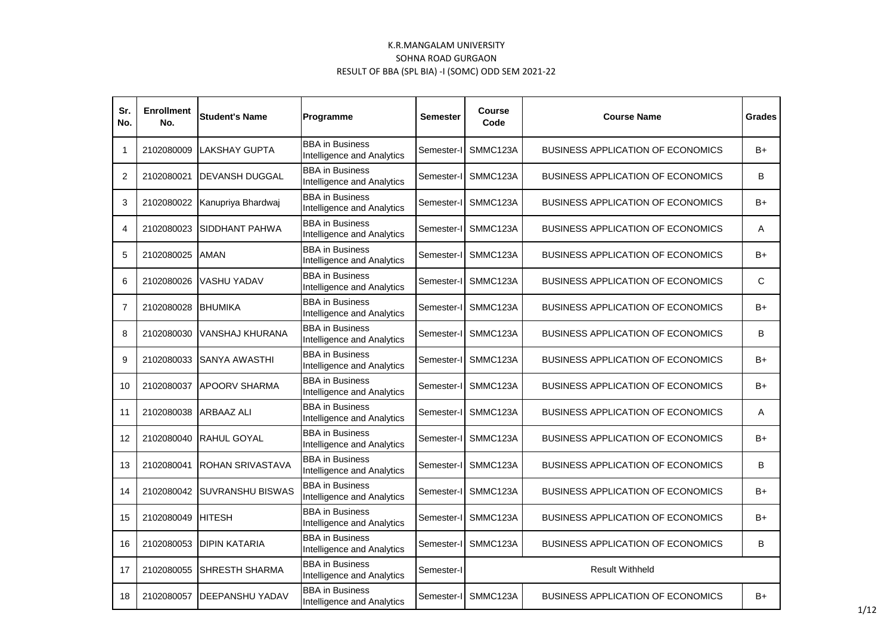# K.R.MANGALAM UNIVERSITY

## SOHNA ROAD GURGAON

### RESULT OF BBA (SPL BIA) -I (SOMC) ODD SEM 2021-22

| Sr. No. | Enrollment No. | Student's Name | Programme | Semester | Course Code | Course Name | Grades |
|---|---|---|---|---|---|---|---|
| 1 | 2102080009 | LAKSHAY GUPTA | BBA in Business Intelligence and Analytics | Semester-I | SMMC123A | BUSINESS APPLICATION OF ECONOMICS | B+ |
| 2 | 2102080021 | DEVANSH DUGGAL | BBA in Business Intelligence and Analytics | Semester-I | SMMC123A | BUSINESS APPLICATION OF ECONOMICS | B |
| 3 | 2102080022 | Kanupriya Bhardwaj | BBA in Business Intelligence and Analytics | Semester-I | SMMC123A | BUSINESS APPLICATION OF ECONOMICS | B+ |
| 4 | 2102080023 | SIDDHANT PAHWA | BBA in Business Intelligence and Analytics | Semester-I | SMMC123A | BUSINESS APPLICATION OF ECONOMICS | A |
| 5 | 2102080025 | AMAN | BBA in Business Intelligence and Analytics | Semester-I | SMMC123A | BUSINESS APPLICATION OF ECONOMICS | B+ |
| 6 | 2102080026 | VASHU YADAV | BBA in Business Intelligence and Analytics | Semester-I | SMMC123A | BUSINESS APPLICATION OF ECONOMICS | C |
| 7 | 2102080028 | BHUMIKA | BBA in Business Intelligence and Analytics | Semester-I | SMMC123A | BUSINESS APPLICATION OF ECONOMICS | B+ |
| 8 | 2102080030 | VANSHAJ KHURANA | BBA in Business Intelligence and Analytics | Semester-I | SMMC123A | BUSINESS APPLICATION OF ECONOMICS | B |
| 9 | 2102080033 | SANYA AWASTHI | BBA in Business Intelligence and Analytics | Semester-I | SMMC123A | BUSINESS APPLICATION OF ECONOMICS | B+ |
| 10 | 2102080037 | APOORV SHARMA | BBA in Business Intelligence and Analytics | Semester-I | SMMC123A | BUSINESS APPLICATION OF ECONOMICS | B+ |
| 11 | 2102080038 | ARBAAZ ALI | BBA in Business Intelligence and Analytics | Semester-I | SMMC123A | BUSINESS APPLICATION OF ECONOMICS | A |
| 12 | 2102080040 | RAHUL GOYAL | BBA in Business Intelligence and Analytics | Semester-I | SMMC123A | BUSINESS APPLICATION OF ECONOMICS | B+ |
| 13 | 2102080041 | ROHAN SRIVASTAVA | BBA in Business Intelligence and Analytics | Semester-I | SMMC123A | BUSINESS APPLICATION OF ECONOMICS | B |
| 14 | 2102080042 | SUVRANSHU BISWAS | BBA in Business Intelligence and Analytics | Semester-I | SMMC123A | BUSINESS APPLICATION OF ECONOMICS | B+ |
| 15 | 2102080049 | HITESH | BBA in Business Intelligence and Analytics | Semester-I | SMMC123A | BUSINESS APPLICATION OF ECONOMICS | B+ |
| 16 | 2102080053 | DIPIN KATARIA | BBA in Business Intelligence and Analytics | Semester-I | SMMC123A | BUSINESS APPLICATION OF ECONOMICS | B |
| 17 | 2102080055 | SHRESTH SHARMA | BBA in Business Intelligence and Analytics | Semester-I | Result Withheld | | |
| 18 | 2102080057 | DEEPANSHU YADAV | BBA in Business Intelligence and Analytics | Semester-I | SMMC123A | BUSINESS APPLICATION OF ECONOMICS | B+ |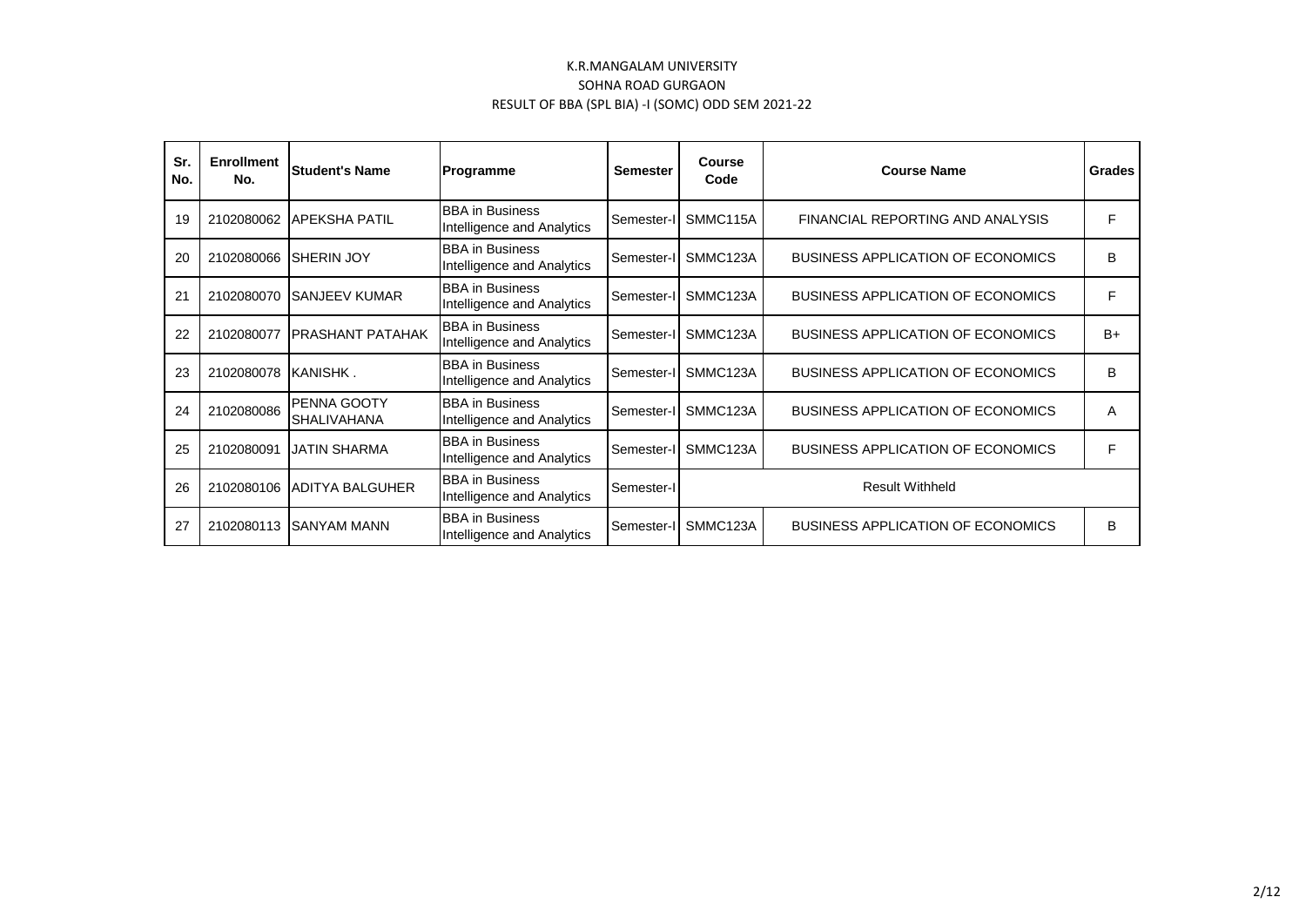K.R.MANGALAM UNIVERSITY
SOHNA ROAD GURGAON
RESULT OF BBA (SPL BIA) -I (SOMC) ODD SEM 2021-22

| Sr. No. | Enrollment No. | Student's Name | Programme | Semester | Course Code | Course Name | Grades |
|---|---|---|---|---|---|---|---|
| 19 | 2102080062 | APEKSHA PATIL | BBA in Business Intelligence and Analytics | Semester-I | SMMC115A | FINANCIAL REPORTING AND ANALYSIS | F |
| 20 | 2102080066 | SHERIN JOY | BBA in Business Intelligence and Analytics | Semester-I | SMMC123A | BUSINESS APPLICATION OF ECONOMICS | B |
| 21 | 2102080070 | SANJEEV KUMAR | BBA in Business Intelligence and Analytics | Semester-I | SMMC123A | BUSINESS APPLICATION OF ECONOMICS | F |
| 22 | 2102080077 | PRASHANT PATAHAK | BBA in Business Intelligence and Analytics | Semester-I | SMMC123A | BUSINESS APPLICATION OF ECONOMICS | B+ |
| 23 | 2102080078 | KANISHK . | BBA in Business Intelligence and Analytics | Semester-I | SMMC123A | BUSINESS APPLICATION OF ECONOMICS | B |
| 24 | 2102080086 | PENNA GOOTY SHALIVAHANA | BBA in Business Intelligence and Analytics | Semester-I | SMMC123A | BUSINESS APPLICATION OF ECONOMICS | A |
| 25 | 2102080091 | JATIN SHARMA | BBA in Business Intelligence and Analytics | Semester-I | SMMC123A | BUSINESS APPLICATION OF ECONOMICS | F |
| 26 | 2102080106 | ADITYA BALGUHER | BBA in Business Intelligence and Analytics | Semester-I | Result Withheld | | |
| 27 | 2102080113 | SANYAM MANN | BBA in Business Intelligence and Analytics | Semester-I | SMMC123A | BUSINESS APPLICATION OF ECONOMICS | B |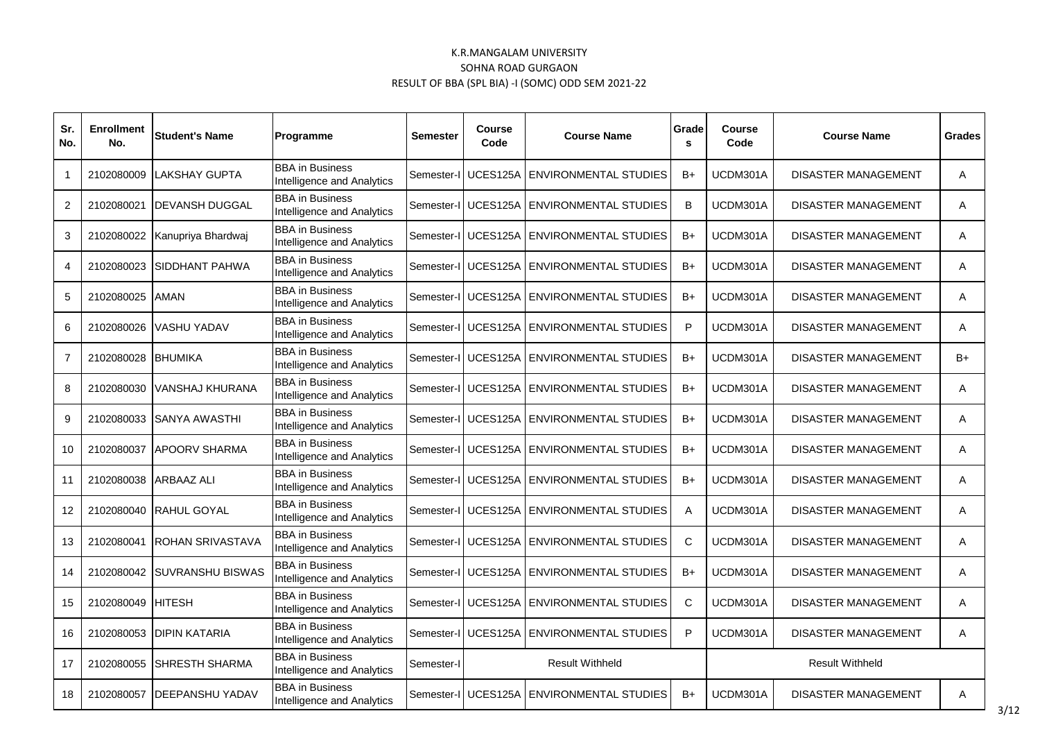K.R.MANGALAM UNIVERSITY

SOHNA ROAD GURGAON

RESULT OF BBA (SPL BIA) -I (SOMC) ODD SEM 2021-22

| Sr. No. | Enrollment No. | Student's Name | Programme | Semester | Course Code | Course Name | Grades | Course Code | Course Name | Grades |
|---|---|---|---|---|---|---|---|---|---|---|
| 1 | 2102080009 | LAKSHAY GUPTA | BBA in Business Intelligence and Analytics | Semester-I | UCES125A | ENVIRONMENTAL STUDIES | B+ | UCDM301A | DISASTER MANAGEMENT | A |
| 2 | 2102080021 | DEVANSH DUGGAL | BBA in Business Intelligence and Analytics | Semester-I | UCES125A | ENVIRONMENTAL STUDIES | B | UCDM301A | DISASTER MANAGEMENT | A |
| 3 | 2102080022 | Kanupriya Bhardwaj | BBA in Business Intelligence and Analytics | Semester-I | UCES125A | ENVIRONMENTAL STUDIES | B+ | UCDM301A | DISASTER MANAGEMENT | A |
| 4 | 2102080023 | SIDDHANT PAHWA | BBA in Business Intelligence and Analytics | Semester-I | UCES125A | ENVIRONMENTAL STUDIES | B+ | UCDM301A | DISASTER MANAGEMENT | A |
| 5 | 2102080025 | AMAN | BBA in Business Intelligence and Analytics | Semester-I | UCES125A | ENVIRONMENTAL STUDIES | B+ | UCDM301A | DISASTER MANAGEMENT | A |
| 6 | 2102080026 | VASHU YADAV | BBA in Business Intelligence and Analytics | Semester-I | UCES125A | ENVIRONMENTAL STUDIES | P | UCDM301A | DISASTER MANAGEMENT | A |
| 7 | 2102080028 | BHUMIKA | BBA in Business Intelligence and Analytics | Semester-I | UCES125A | ENVIRONMENTAL STUDIES | B+ | UCDM301A | DISASTER MANAGEMENT | B+ |
| 8 | 2102080030 | VANSHAJ KHURANA | BBA in Business Intelligence and Analytics | Semester-I | UCES125A | ENVIRONMENTAL STUDIES | B+ | UCDM301A | DISASTER MANAGEMENT | A |
| 9 | 2102080033 | SANYA AWASTHI | BBA in Business Intelligence and Analytics | Semester-I | UCES125A | ENVIRONMENTAL STUDIES | B+ | UCDM301A | DISASTER MANAGEMENT | A |
| 10 | 2102080037 | APOORV SHARMA | BBA in Business Intelligence and Analytics | Semester-I | UCES125A | ENVIRONMENTAL STUDIES | B+ | UCDM301A | DISASTER MANAGEMENT | A |
| 11 | 2102080038 | ARBAAZ ALI | BBA in Business Intelligence and Analytics | Semester-I | UCES125A | ENVIRONMENTAL STUDIES | B+ | UCDM301A | DISASTER MANAGEMENT | A |
| 12 | 2102080040 | RAHUL GOYAL | BBA in Business Intelligence and Analytics | Semester-I | UCES125A | ENVIRONMENTAL STUDIES | A | UCDM301A | DISASTER MANAGEMENT | A |
| 13 | 2102080041 | ROHAN SRIVASTAVA | BBA in Business Intelligence and Analytics | Semester-I | UCES125A | ENVIRONMENTAL STUDIES | C | UCDM301A | DISASTER MANAGEMENT | A |
| 14 | 2102080042 | SUVRANSHU BISWAS | BBA in Business Intelligence and Analytics | Semester-I | UCES125A | ENVIRONMENTAL STUDIES | B+ | UCDM301A | DISASTER MANAGEMENT | A |
| 15 | 2102080049 | HITESH | BBA in Business Intelligence and Analytics | Semester-I | UCES125A | ENVIRONMENTAL STUDIES | C | UCDM301A | DISASTER MANAGEMENT | A |
| 16 | 2102080053 | DIPIN KATARIA | BBA in Business Intelligence and Analytics | Semester-I | UCES125A | ENVIRONMENTAL STUDIES | P | UCDM301A | DISASTER MANAGEMENT | A |
| 17 | 2102080055 | SHRESTH SHARMA | BBA in Business Intelligence and Analytics | Semester-I | Result Withheld | | | Result Withheld | | |
| 18 | 2102080057 | DEEPANSHU YADAV | BBA in Business Intelligence and Analytics | Semester-I | UCES125A | ENVIRONMENTAL STUDIES | B+ | UCDM301A | DISASTER MANAGEMENT | A |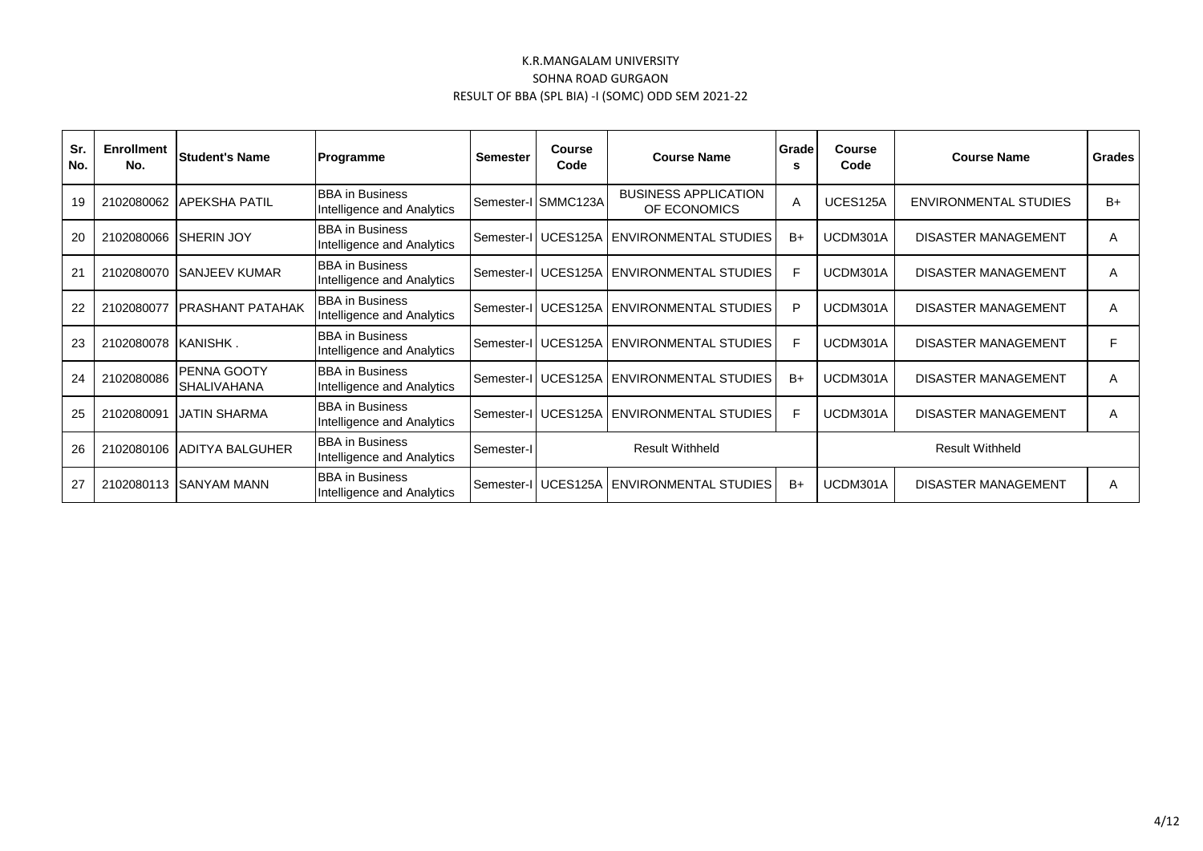K.R.MANGALAM UNIVERSITY
SOHNA ROAD GURGAON
RESULT OF BBA (SPL BIA) -I (SOMC) ODD SEM 2021-22

| Sr. No. | Enrollment No. | Student's Name | Programme | Semester | Course Code | Course Name | Grades | Course Code | Course Name | Grades |
|---|---|---|---|---|---|---|---|---|---|---|
| 19 | 2102080062 | APEKSHA PATIL | BBA in Business Intelligence and Analytics | Semester-I | SMMC123A | BUSINESS APPLICATION OF ECONOMICS | A | UCES125A | ENVIRONMENTAL STUDIES | B+ |
| 20 | 2102080066 | SHERIN JOY | BBA in Business Intelligence and Analytics | Semester-I | UCES125A | ENVIRONMENTAL STUDIES | B+ | UCDM301A | DISASTER MANAGEMENT | A |
| 21 | 2102080070 | SANJEEV KUMAR | BBA in Business Intelligence and Analytics | Semester-I | UCES125A | ENVIRONMENTAL STUDIES | F | UCDM301A | DISASTER MANAGEMENT | A |
| 22 | 2102080077 | PRASHANT PATAHAK | BBA in Business Intelligence and Analytics | Semester-I | UCES125A | ENVIRONMENTAL STUDIES | P | UCDM301A | DISASTER MANAGEMENT | A |
| 23 | 2102080078 | KANISHK . | BBA in Business Intelligence and Analytics | Semester-I | UCES125A | ENVIRONMENTAL STUDIES | F | UCDM301A | DISASTER MANAGEMENT | F |
| 24 | 2102080086 | PENNA GOOTY SHALIVAHANA | BBA in Business Intelligence and Analytics | Semester-I | UCES125A | ENVIRONMENTAL STUDIES | B+ | UCDM301A | DISASTER MANAGEMENT | A |
| 25 | 2102080091 | JATIN SHARMA | BBA in Business Intelligence and Analytics | Semester-I | UCES125A | ENVIRONMENTAL STUDIES | F | UCDM301A | DISASTER MANAGEMENT | A |
| 26 | 2102080106 | ADITYA BALGUHER | BBA in Business Intelligence and Analytics | Semester-I | Result Withheld | | | Result Withheld | | |
| 27 | 2102080113 | SANYAM MANN | BBA in Business Intelligence and Analytics | Semester-I | UCES125A | ENVIRONMENTAL STUDIES | B+ | UCDM301A | DISASTER MANAGEMENT | A |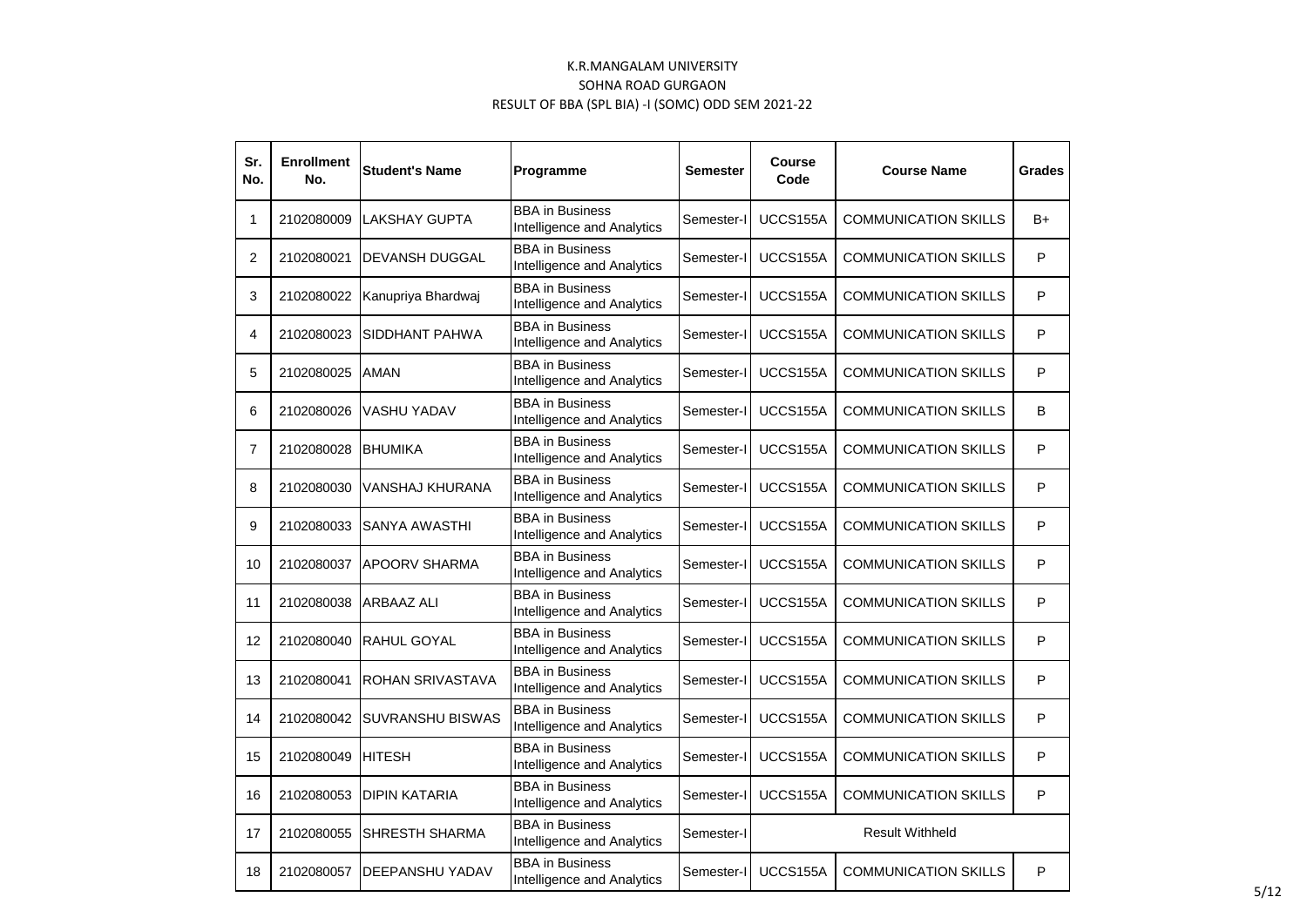K.R.MANGALAM UNIVERSITY

SOHNA ROAD GURGAON

RESULT OF BBA (SPL BIA) -I (SOMC) ODD SEM 2021-22

| Sr. No. | Enrollment No. | Student's Name | Programme | Semester | Course Code | Course Name | Grades |
|---|---|---|---|---|---|---|---|
| 1 | 2102080009 | LAKSHAY GUPTA | BBA in Business Intelligence and Analytics | Semester-I | UCCS155A | COMMUNICATION SKILLS | B+ |
| 2 | 2102080021 | DEVANSH DUGGAL | BBA in Business Intelligence and Analytics | Semester-I | UCCS155A | COMMUNICATION SKILLS | P |
| 3 | 2102080022 | Kanupriya Bhardwaj | BBA in Business Intelligence and Analytics | Semester-I | UCCS155A | COMMUNICATION SKILLS | P |
| 4 | 2102080023 | SIDDHANT PAHWA | BBA in Business Intelligence and Analytics | Semester-I | UCCS155A | COMMUNICATION SKILLS | P |
| 5 | 2102080025 | AMAN | BBA in Business Intelligence and Analytics | Semester-I | UCCS155A | COMMUNICATION SKILLS | P |
| 6 | 2102080026 | VASHU YADAV | BBA in Business Intelligence and Analytics | Semester-I | UCCS155A | COMMUNICATION SKILLS | B |
| 7 | 2102080028 | BHUMIKA | BBA in Business Intelligence and Analytics | Semester-I | UCCS155A | COMMUNICATION SKILLS | P |
| 8 | 2102080030 | VANSHAJ KHURANA | BBA in Business Intelligence and Analytics | Semester-I | UCCS155A | COMMUNICATION SKILLS | P |
| 9 | 2102080033 | SANYA AWASTHI | BBA in Business Intelligence and Analytics | Semester-I | UCCS155A | COMMUNICATION SKILLS | P |
| 10 | 2102080037 | APOORV SHARMA | BBA in Business Intelligence and Analytics | Semester-I | UCCS155A | COMMUNICATION SKILLS | P |
| 11 | 2102080038 | ARBAAZ ALI | BBA in Business Intelligence and Analytics | Semester-I | UCCS155A | COMMUNICATION SKILLS | P |
| 12 | 2102080040 | RAHUL GOYAL | BBA in Business Intelligence and Analytics | Semester-I | UCCS155A | COMMUNICATION SKILLS | P |
| 13 | 2102080041 | ROHAN SRIVASTAVA | BBA in Business Intelligence and Analytics | Semester-I | UCCS155A | COMMUNICATION SKILLS | P |
| 14 | 2102080042 | SUVRANSHU BISWAS | BBA in Business Intelligence and Analytics | Semester-I | UCCS155A | COMMUNICATION SKILLS | P |
| 15 | 2102080049 | HITESH | BBA in Business Intelligence and Analytics | Semester-I | UCCS155A | COMMUNICATION SKILLS | P |
| 16 | 2102080053 | DIPIN KATARIA | BBA in Business Intelligence and Analytics | Semester-I | UCCS155A | COMMUNICATION SKILLS | P |
| 17 | 2102080055 | SHRESTH SHARMA | BBA in Business Intelligence and Analytics | Semester-I | Result Withheld | | |
| 18 | 2102080057 | DEEPANSHU YADAV | BBA in Business Intelligence and Analytics | Semester-I | UCCS155A | COMMUNICATION SKILLS | P |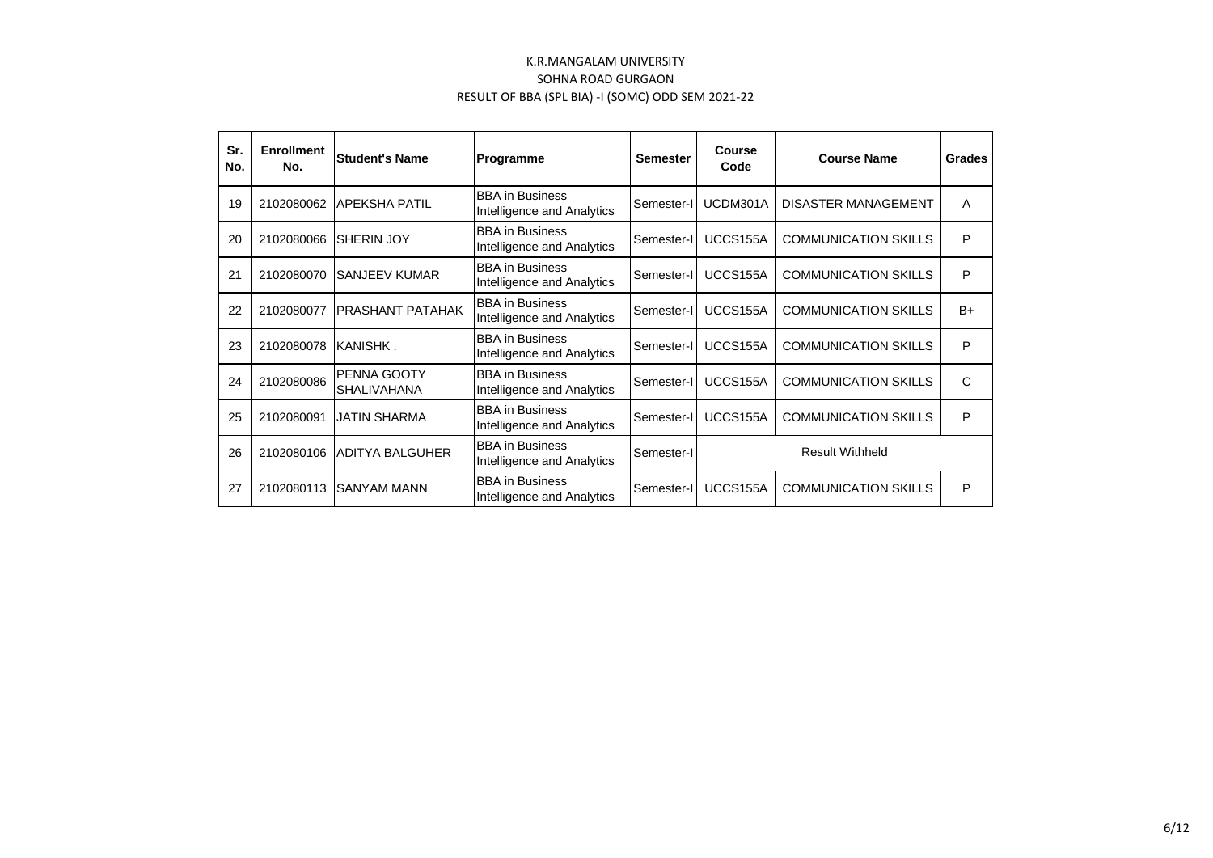K.R.MANGALAM UNIVERSITY

SOHNA ROAD GURGAON

RESULT OF BBA (SPL BIA) -I (SOMC) ODD SEM 2021-22

| Sr. No. | Enrollment No. | Student's Name | Programme | Semester | Course Code | Course Name | Grades |
|---|---|---|---|---|---|---|---|
| 19 | 2102080062 | APEKSHA PATIL | BBA in Business Intelligence and Analytics | Semester-I | UCDM301A | DISASTER MANAGEMENT | A |
| 20 | 2102080066 | SHERIN JOY | BBA in Business Intelligence and Analytics | Semester-I | UCCS155A | COMMUNICATION SKILLS | P |
| 21 | 2102080070 | SANJEEV KUMAR | BBA in Business Intelligence and Analytics | Semester-I | UCCS155A | COMMUNICATION SKILLS | P |
| 22 | 2102080077 | PRASHANT PATAHAK | BBA in Business Intelligence and Analytics | Semester-I | UCCS155A | COMMUNICATION SKILLS | B+ |
| 23 | 2102080078 | KANISHK . | BBA in Business Intelligence and Analytics | Semester-I | UCCS155A | COMMUNICATION SKILLS | P |
| 24 | 2102080086 | PENNA GOOTY SHALIVAHANA | BBA in Business Intelligence and Analytics | Semester-I | UCCS155A | COMMUNICATION SKILLS | C |
| 25 | 2102080091 | JATIN SHARMA | BBA in Business Intelligence and Analytics | Semester-I | UCCS155A | COMMUNICATION SKILLS | P |
| 26 | 2102080106 | ADITYA BALGUHER | BBA in Business Intelligence and Analytics | Semester-I | Result Withheld | | |
| 27 | 2102080113 | SANYAM MANN | BBA in Business Intelligence and Analytics | Semester-I | UCCS155A | COMMUNICATION SKILLS | P |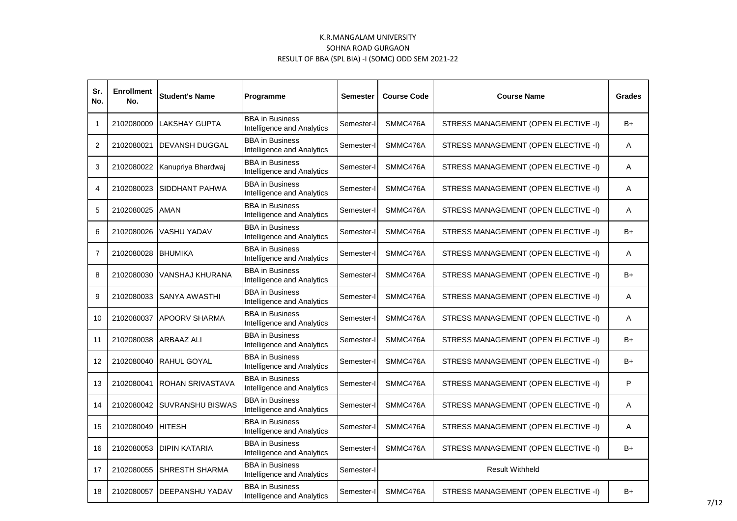K.R.MANGALAM UNIVERSITY
SOHNA ROAD GURGAON
RESULT OF BBA (SPL BIA) -I (SOMC) ODD SEM 2021-22

| Sr. No. | Enrollment No. | Student's Name | Programme | Semester | Course Code | Course Name | Grades |
|---|---|---|---|---|---|---|---|
| 1 | 2102080009 | LAKSHAY GUPTA | BBA in Business Intelligence and Analytics | Semester-I | SMMC476A | STRESS MANAGEMENT (OPEN ELECTIVE -I) | B+ |
| 2 | 2102080021 | DEVANSH DUGGAL | BBA in Business Intelligence and Analytics | Semester-I | SMMC476A | STRESS MANAGEMENT (OPEN ELECTIVE -I) | A |
| 3 | 2102080022 | Kanupriya Bhardwaj | BBA in Business Intelligence and Analytics | Semester-I | SMMC476A | STRESS MANAGEMENT (OPEN ELECTIVE -I) | A |
| 4 | 2102080023 | SIDDHANT PAHWA | BBA in Business Intelligence and Analytics | Semester-I | SMMC476A | STRESS MANAGEMENT (OPEN ELECTIVE -I) | A |
| 5 | 2102080025 | AMAN | BBA in Business Intelligence and Analytics | Semester-I | SMMC476A | STRESS MANAGEMENT (OPEN ELECTIVE -I) | A |
| 6 | 2102080026 | VASHU YADAV | BBA in Business Intelligence and Analytics | Semester-I | SMMC476A | STRESS MANAGEMENT (OPEN ELECTIVE -I) | B+ |
| 7 | 2102080028 | BHUMIKA | BBA in Business Intelligence and Analytics | Semester-I | SMMC476A | STRESS MANAGEMENT (OPEN ELECTIVE -I) | A |
| 8 | 2102080030 | VANSHAJ KHURANA | BBA in Business Intelligence and Analytics | Semester-I | SMMC476A | STRESS MANAGEMENT (OPEN ELECTIVE -I) | B+ |
| 9 | 2102080033 | SANYA AWASTHI | BBA in Business Intelligence and Analytics | Semester-I | SMMC476A | STRESS MANAGEMENT (OPEN ELECTIVE -I) | A |
| 10 | 2102080037 | APOORV SHARMA | BBA in Business Intelligence and Analytics | Semester-I | SMMC476A | STRESS MANAGEMENT (OPEN ELECTIVE -I) | A |
| 11 | 2102080038 | ARBAAZ ALI | BBA in Business Intelligence and Analytics | Semester-I | SMMC476A | STRESS MANAGEMENT (OPEN ELECTIVE -I) | B+ |
| 12 | 2102080040 | RAHUL GOYAL | BBA in Business Intelligence and Analytics | Semester-I | SMMC476A | STRESS MANAGEMENT (OPEN ELECTIVE -I) | B+ |
| 13 | 2102080041 | ROHAN SRIVASTAVA | BBA in Business Intelligence and Analytics | Semester-I | SMMC476A | STRESS MANAGEMENT (OPEN ELECTIVE -I) | P |
| 14 | 2102080042 | SUVRANSHU BISWAS | BBA in Business Intelligence and Analytics | Semester-I | SMMC476A | STRESS MANAGEMENT (OPEN ELECTIVE -I) | A |
| 15 | 2102080049 | HITESH | BBA in Business Intelligence and Analytics | Semester-I | SMMC476A | STRESS MANAGEMENT (OPEN ELECTIVE -I) | A |
| 16 | 2102080053 | DIPIN KATARIA | BBA in Business Intelligence and Analytics | Semester-I | SMMC476A | STRESS MANAGEMENT (OPEN ELECTIVE -I) | B+ |
| 17 | 2102080055 | SHRESTH SHARMA | BBA in Business Intelligence and Analytics | Semester-I | Result Withheld | | |
| 18 | 2102080057 | DEEPANSHU YADAV | BBA in Business Intelligence and Analytics | Semester-I | SMMC476A | STRESS MANAGEMENT (OPEN ELECTIVE -I) | B+ |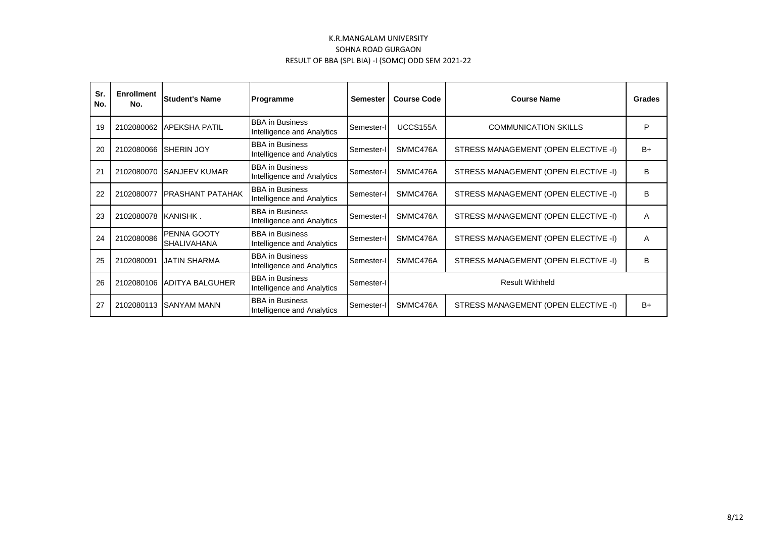K.R.MANGALAM UNIVERSITY

SOHNA ROAD GURGAON

RESULT OF BBA (SPL BIA) -I (SOMC) ODD SEM 2021-22

| Sr. No. | Enrollment No. | Student's Name | Programme | Semester | Course Code | Course Name | Grades |
|---|---|---|---|---|---|---|---|
| 19 | 2102080062 | APEKSHA PATIL | BBA in Business Intelligence and Analytics | Semester-I | UCCS155A | COMMUNICATION SKILLS | P |
| 20 | 2102080066 | SHERIN JOY | BBA in Business Intelligence and Analytics | Semester-I | SMMC476A | STRESS MANAGEMENT (OPEN ELECTIVE -I) | B+ |
| 21 | 2102080070 | SANJEEV KUMAR | BBA in Business Intelligence and Analytics | Semester-I | SMMC476A | STRESS MANAGEMENT (OPEN ELECTIVE -I) | B |
| 22 | 2102080077 | PRASHANT PATAHAK | BBA in Business Intelligence and Analytics | Semester-I | SMMC476A | STRESS MANAGEMENT (OPEN ELECTIVE -I) | B |
| 23 | 2102080078 | KANISHK . | BBA in Business Intelligence and Analytics | Semester-I | SMMC476A | STRESS MANAGEMENT (OPEN ELECTIVE -I) | A |
| 24 | 2102080086 | PENNA GOOTY SHALIVAHANA | BBA in Business Intelligence and Analytics | Semester-I | SMMC476A | STRESS MANAGEMENT (OPEN ELECTIVE -I) | A |
| 25 | 2102080091 | JATIN SHARMA | BBA in Business Intelligence and Analytics | Semester-I | SMMC476A | STRESS MANAGEMENT (OPEN ELECTIVE -I) | B |
| 26 | 2102080106 | ADITYA BALGUHER | BBA in Business Intelligence and Analytics | Semester-I | Result Withheld | | |
| 27 | 2102080113 | SANYAM MANN | BBA in Business Intelligence and Analytics | Semester-I | SMMC476A | STRESS MANAGEMENT (OPEN ELECTIVE -I) | B+ |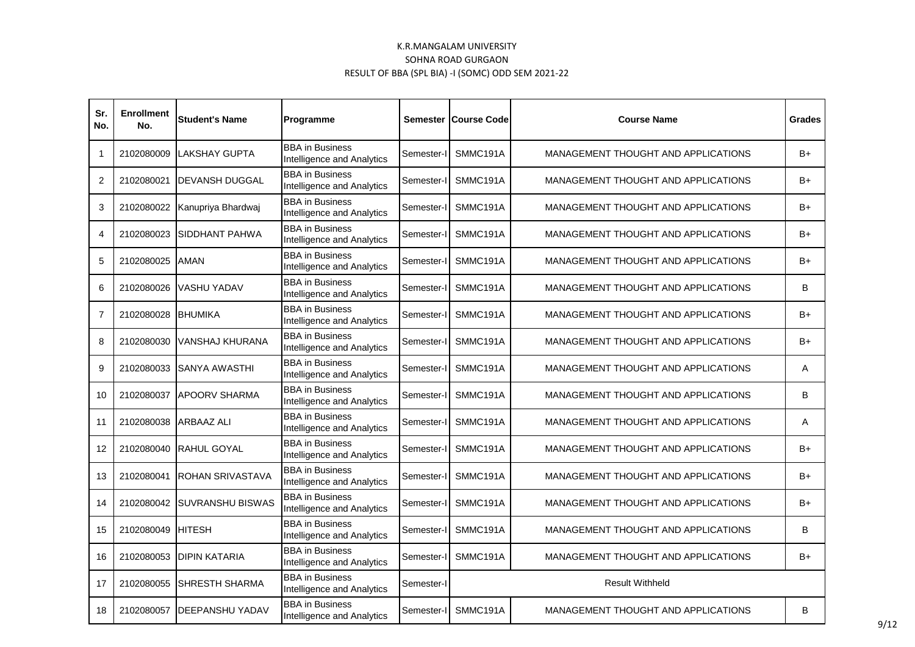K.R.MANGALAM UNIVERSITY
SOHNA ROAD GURGAON
RESULT OF BBA (SPL BIA) -I (SOMC) ODD SEM 2021-22

| Sr. No. | Enrollment No. | Student's Name | Programme | Semester | Course Code | Course Name | Grades |
|---|---|---|---|---|---|---|---|
| 1 | 2102080009 | LAKSHAY GUPTA | BBA in Business Intelligence and Analytics | Semester-I | SMMC191A | MANAGEMENT THOUGHT AND APPLICATIONS | B+ |
| 2 | 2102080021 | DEVANSH DUGGAL | BBA in Business Intelligence and Analytics | Semester-I | SMMC191A | MANAGEMENT THOUGHT AND APPLICATIONS | B+ |
| 3 | 2102080022 | Kanupriya Bhardwaj | BBA in Business Intelligence and Analytics | Semester-I | SMMC191A | MANAGEMENT THOUGHT AND APPLICATIONS | B+ |
| 4 | 2102080023 | SIDDHANT PAHWA | BBA in Business Intelligence and Analytics | Semester-I | SMMC191A | MANAGEMENT THOUGHT AND APPLICATIONS | B+ |
| 5 | 2102080025 | AMAN | BBA in Business Intelligence and Analytics | Semester-I | SMMC191A | MANAGEMENT THOUGHT AND APPLICATIONS | B+ |
| 6 | 2102080026 | VASHU YADAV | BBA in Business Intelligence and Analytics | Semester-I | SMMC191A | MANAGEMENT THOUGHT AND APPLICATIONS | B |
| 7 | 2102080028 | BHUMIKA | BBA in Business Intelligence and Analytics | Semester-I | SMMC191A | MANAGEMENT THOUGHT AND APPLICATIONS | B+ |
| 8 | 2102080030 | VANSHAJ KHURANA | BBA in Business Intelligence and Analytics | Semester-I | SMMC191A | MANAGEMENT THOUGHT AND APPLICATIONS | B+ |
| 9 | 2102080033 | SANYA AWASTHI | BBA in Business Intelligence and Analytics | Semester-I | SMMC191A | MANAGEMENT THOUGHT AND APPLICATIONS | A |
| 10 | 2102080037 | APOORV SHARMA | BBA in Business Intelligence and Analytics | Semester-I | SMMC191A | MANAGEMENT THOUGHT AND APPLICATIONS | B |
| 11 | 2102080038 | ARBAAZ ALI | BBA in Business Intelligence and Analytics | Semester-I | SMMC191A | MANAGEMENT THOUGHT AND APPLICATIONS | A |
| 12 | 2102080040 | RAHUL GOYAL | BBA in Business Intelligence and Analytics | Semester-I | SMMC191A | MANAGEMENT THOUGHT AND APPLICATIONS | B+ |
| 13 | 2102080041 | ROHAN SRIVASTAVA | BBA in Business Intelligence and Analytics | Semester-I | SMMC191A | MANAGEMENT THOUGHT AND APPLICATIONS | B+ |
| 14 | 2102080042 | SUVRANSHU BISWAS | BBA in Business Intelligence and Analytics | Semester-I | SMMC191A | MANAGEMENT THOUGHT AND APPLICATIONS | B+ |
| 15 | 2102080049 | HITESH | BBA in Business Intelligence and Analytics | Semester-I | SMMC191A | MANAGEMENT THOUGHT AND APPLICATIONS | B |
| 16 | 2102080053 | DIPIN KATARIA | BBA in Business Intelligence and Analytics | Semester-I | SMMC191A | MANAGEMENT THOUGHT AND APPLICATIONS | B+ |
| 17 | 2102080055 | SHRESTH SHARMA | BBA in Business Intelligence and Analytics | Semester-I | Result Withheld | | |
| 18 | 2102080057 | DEEPANSHU YADAV | BBA in Business Intelligence and Analytics | Semester-I | SMMC191A | MANAGEMENT THOUGHT AND APPLICATIONS | B |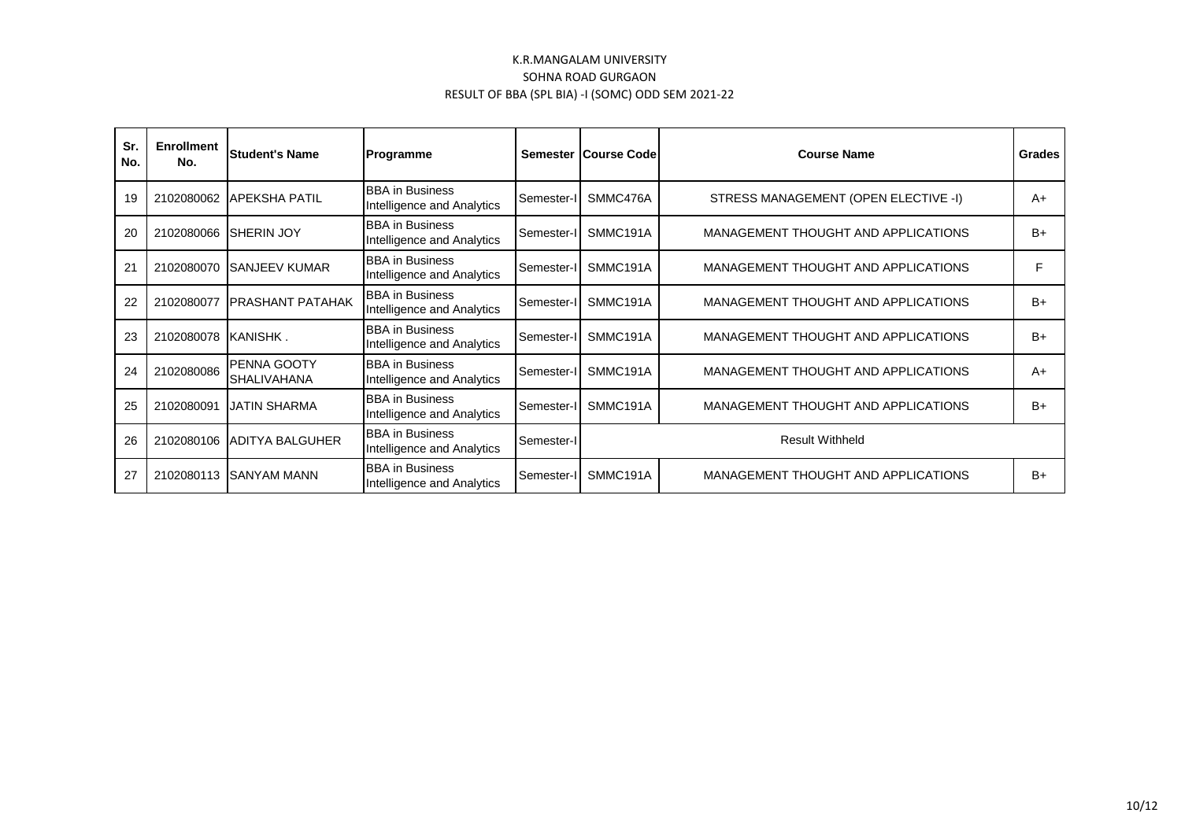K.R.MANGALAM UNIVERSITY

SOHNA ROAD GURGAON

RESULT OF BBA (SPL BIA) -I (SOMC) ODD SEM 2021-22

| Sr. No. | Enrollment No. | Student's Name | Programme | Semester | Course Code | Course Name | Grades |
|---|---|---|---|---|---|---|---|
| 19 | 2102080062 | APEKSHA PATIL | BBA in Business Intelligence and Analytics | Semester-I | SMMC476A | STRESS MANAGEMENT (OPEN ELECTIVE -I) | A+ |
| 20 | 2102080066 | SHERIN JOY | BBA in Business Intelligence and Analytics | Semester-I | SMMC191A | MANAGEMENT THOUGHT AND APPLICATIONS | B+ |
| 21 | 2102080070 | SANJEEV KUMAR | BBA in Business Intelligence and Analytics | Semester-I | SMMC191A | MANAGEMENT THOUGHT AND APPLICATIONS | F |
| 22 | 2102080077 | PRASHANT PATAHAK | BBA in Business Intelligence and Analytics | Semester-I | SMMC191A | MANAGEMENT THOUGHT AND APPLICATIONS | B+ |
| 23 | 2102080078 | KANISHK . | BBA in Business Intelligence and Analytics | Semester-I | SMMC191A | MANAGEMENT THOUGHT AND APPLICATIONS | B+ |
| 24 | 2102080086 | PENNA GOOTY SHALIVAHANA | BBA in Business Intelligence and Analytics | Semester-I | SMMC191A | MANAGEMENT THOUGHT AND APPLICATIONS | A+ |
| 25 | 2102080091 | JATIN SHARMA | BBA in Business Intelligence and Analytics | Semester-I | SMMC191A | MANAGEMENT THOUGHT AND APPLICATIONS | B+ |
| 26 | 2102080106 | ADITYA BALGUHER | BBA in Business Intelligence and Analytics | Semester-I | Result Withheld | | |
| 27 | 2102080113 | SANYAM MANN | BBA in Business Intelligence and Analytics | Semester-I | SMMC191A | MANAGEMENT THOUGHT AND APPLICATIONS | B+ |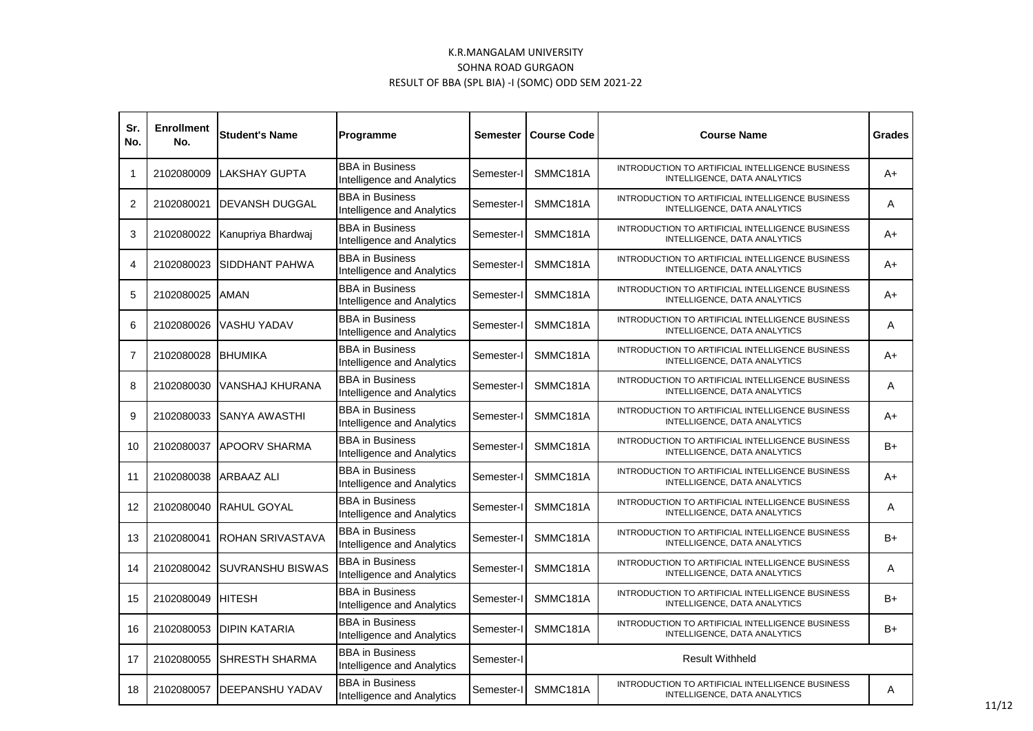K.R.MANGALAM UNIVERSITY

SOHNA ROAD GURGAON

RESULT OF BBA (SPL BIA) -I (SOMC) ODD SEM 2021-22

| Sr. No. | Enrollment No. | Student's Name | Programme | Semester | Course Code | Course Name | Grades |
|---|---|---|---|---|---|---|---|
| 1 | 2102080009 | LAKSHAY GUPTA | BBA in Business Intelligence and Analytics | Semester-I | SMMC181A | INTRODUCTION TO ARTIFICIAL INTELLIGENCE BUSINESS INTELLIGENCE, DATA ANALYTICS | A+ |
| 2 | 2102080021 | DEVANSH DUGGAL | BBA in Business Intelligence and Analytics | Semester-I | SMMC181A | INTRODUCTION TO ARTIFICIAL INTELLIGENCE BUSINESS INTELLIGENCE, DATA ANALYTICS | A |
| 3 | 2102080022 | Kanupriya Bhardwaj | BBA in Business Intelligence and Analytics | Semester-I | SMMC181A | INTRODUCTION TO ARTIFICIAL INTELLIGENCE BUSINESS INTELLIGENCE, DATA ANALYTICS | A+ |
| 4 | 2102080023 | SIDDHANT PAHWA | BBA in Business Intelligence and Analytics | Semester-I | SMMC181A | INTRODUCTION TO ARTIFICIAL INTELLIGENCE BUSINESS INTELLIGENCE, DATA ANALYTICS | A+ |
| 5 | 2102080025 | AMAN | BBA in Business Intelligence and Analytics | Semester-I | SMMC181A | INTRODUCTION TO ARTIFICIAL INTELLIGENCE BUSINESS INTELLIGENCE, DATA ANALYTICS | A+ |
| 6 | 2102080026 | VASHU YADAV | BBA in Business Intelligence and Analytics | Semester-I | SMMC181A | INTRODUCTION TO ARTIFICIAL INTELLIGENCE BUSINESS INTELLIGENCE, DATA ANALYTICS | A |
| 7 | 2102080028 | BHUMIKA | BBA in Business Intelligence and Analytics | Semester-I | SMMC181A | INTRODUCTION TO ARTIFICIAL INTELLIGENCE BUSINESS INTELLIGENCE, DATA ANALYTICS | A+ |
| 8 | 2102080030 | VANSHAJ KHURANA | BBA in Business Intelligence and Analytics | Semester-I | SMMC181A | INTRODUCTION TO ARTIFICIAL INTELLIGENCE BUSINESS INTELLIGENCE, DATA ANALYTICS | A |
| 9 | 2102080033 | SANYA AWASTHI | BBA in Business Intelligence and Analytics | Semester-I | SMMC181A | INTRODUCTION TO ARTIFICIAL INTELLIGENCE BUSINESS INTELLIGENCE, DATA ANALYTICS | A+ |
| 10 | 2102080037 | APOORV SHARMA | BBA in Business Intelligence and Analytics | Semester-I | SMMC181A | INTRODUCTION TO ARTIFICIAL INTELLIGENCE BUSINESS INTELLIGENCE, DATA ANALYTICS | B+ |
| 11 | 2102080038 | ARBAAZ ALI | BBA in Business Intelligence and Analytics | Semester-I | SMMC181A | INTRODUCTION TO ARTIFICIAL INTELLIGENCE BUSINESS INTELLIGENCE, DATA ANALYTICS | A+ |
| 12 | 2102080040 | RAHUL GOYAL | BBA in Business Intelligence and Analytics | Semester-I | SMMC181A | INTRODUCTION TO ARTIFICIAL INTELLIGENCE BUSINESS INTELLIGENCE, DATA ANALYTICS | A |
| 13 | 2102080041 | ROHAN SRIVASTAVA | BBA in Business Intelligence and Analytics | Semester-I | SMMC181A | INTRODUCTION TO ARTIFICIAL INTELLIGENCE BUSINESS INTELLIGENCE, DATA ANALYTICS | B+ |
| 14 | 2102080042 | SUVRANSHU BISWAS | BBA in Business Intelligence and Analytics | Semester-I | SMMC181A | INTRODUCTION TO ARTIFICIAL INTELLIGENCE BUSINESS INTELLIGENCE, DATA ANALYTICS | A |
| 15 | 2102080049 | HITESH | BBA in Business Intelligence and Analytics | Semester-I | SMMC181A | INTRODUCTION TO ARTIFICIAL INTELLIGENCE BUSINESS INTELLIGENCE, DATA ANALYTICS | B+ |
| 16 | 2102080053 | DIPIN KATARIA | BBA in Business Intelligence and Analytics | Semester-I | SMMC181A | INTRODUCTION TO ARTIFICIAL INTELLIGENCE BUSINESS INTELLIGENCE, DATA ANALYTICS | B+ |
| 17 | 2102080055 | SHRESTH SHARMA | BBA in Business Intelligence and Analytics | Semester-I | Result Withheld | | |
| 18 | 2102080057 | DEEPANSHU YADAV | BBA in Business Intelligence and Analytics | Semester-I | SMMC181A | INTRODUCTION TO ARTIFICIAL INTELLIGENCE BUSINESS INTELLIGENCE, DATA ANALYTICS | A |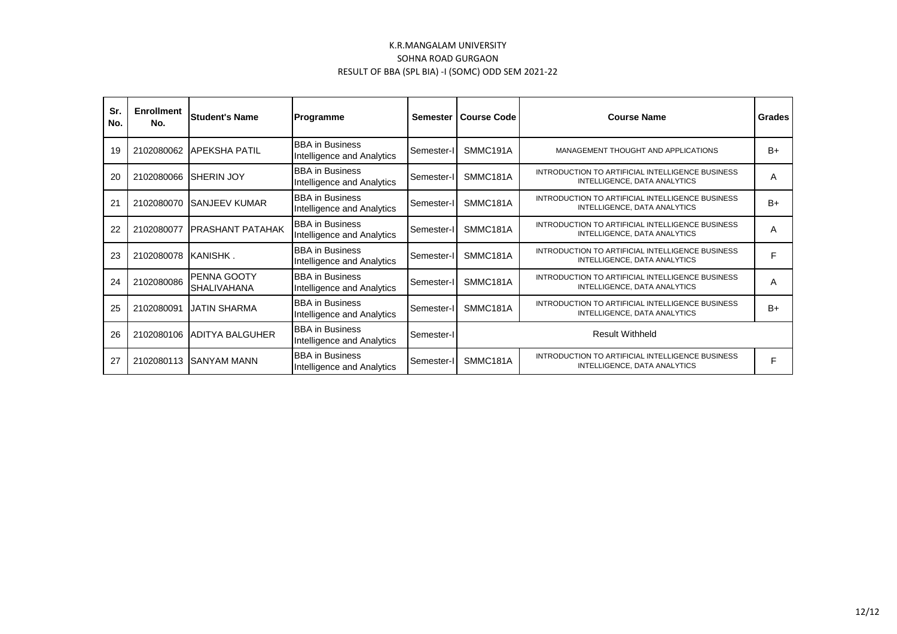K.R.MANGALAM UNIVERSITY
SOHNA ROAD GURGAON
RESULT OF BBA (SPL BIA) -I (SOMC) ODD SEM 2021-22

| Sr. No. | Enrollment No. | Student's Name | Programme | Semester | Course Code | Course Name | Grades |
|---|---|---|---|---|---|---|---|
| 19 | 2102080062 | APEKSHA PATIL | BBA in Business Intelligence and Analytics | Semester-I | SMMC191A | MANAGEMENT THOUGHT AND APPLICATIONS | B+ |
| 20 | 2102080066 | SHERIN JOY | BBA in Business Intelligence and Analytics | Semester-I | SMMC181A | INTRODUCTION TO ARTIFICIAL INTELLIGENCE BUSINESS INTELLIGENCE, DATA ANALYTICS | A |
| 21 | 2102080070 | SANJEEV KUMAR | BBA in Business Intelligence and Analytics | Semester-I | SMMC181A | INTRODUCTION TO ARTIFICIAL INTELLIGENCE BUSINESS INTELLIGENCE, DATA ANALYTICS | B+ |
| 22 | 2102080077 | PRASHANT PATAHAK | BBA in Business Intelligence and Analytics | Semester-I | SMMC181A | INTRODUCTION TO ARTIFICIAL INTELLIGENCE BUSINESS INTELLIGENCE, DATA ANALYTICS | A |
| 23 | 2102080078 | KANISHK . | BBA in Business Intelligence and Analytics | Semester-I | SMMC181A | INTRODUCTION TO ARTIFICIAL INTELLIGENCE BUSINESS INTELLIGENCE, DATA ANALYTICS | F |
| 24 | 2102080086 | PENNA GOOTY SHALIVAHANA | BBA in Business Intelligence and Analytics | Semester-I | SMMC181A | INTRODUCTION TO ARTIFICIAL INTELLIGENCE BUSINESS INTELLIGENCE, DATA ANALYTICS | A |
| 25 | 2102080091 | JATIN SHARMA | BBA in Business Intelligence and Analytics | Semester-I | SMMC181A | INTRODUCTION TO ARTIFICIAL INTELLIGENCE BUSINESS INTELLIGENCE, DATA ANALYTICS | B+ |
| 26 | 2102080106 | ADITYA BALGUHER | BBA in Business Intelligence and Analytics | Semester-I | Result Withheld | | |
| 27 | 2102080113 | SANYAM MANN | BBA in Business Intelligence and Analytics | Semester-I | SMMC181A | INTRODUCTION TO ARTIFICIAL INTELLIGENCE BUSINESS INTELLIGENCE, DATA ANALYTICS | F |